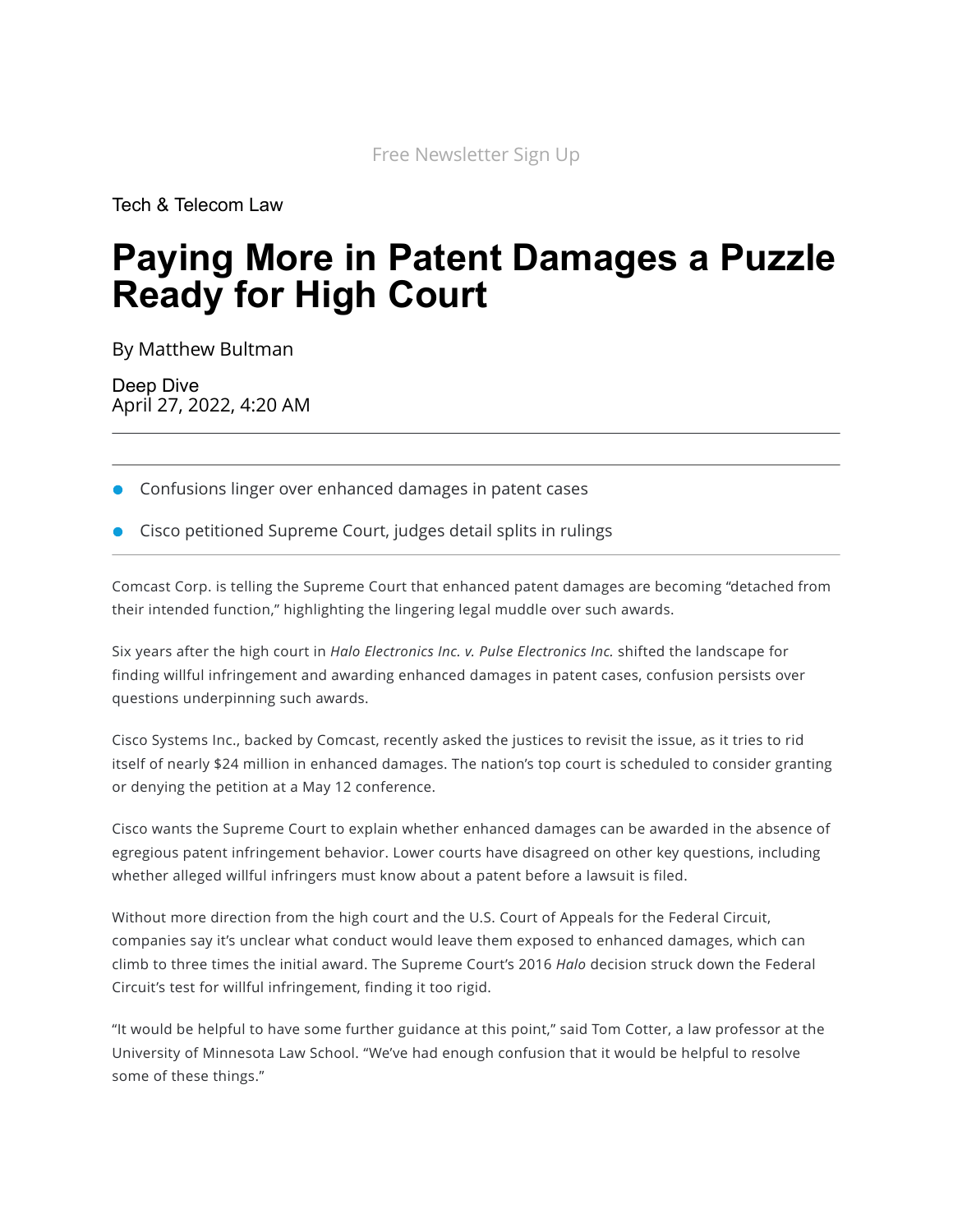Free Newsletter Sign Up

Tech & Telecom Law

# Paying More in Patent Damages a Puzzle Ready for High Court

By Matthew Bultman

Deep Dive
April 27, 2022, 4:20 AM

---

- Confusions linger over enhanced damages in patent cases
- Cisco petitioned Supreme Court, judges detail splits in rulings

---

Comcast Corp. is telling the Supreme Court that enhanced patent damages are becoming "detached from their intended function," highlighting the lingering legal muddle over such awards.

Six years after the high court in *Halo Electronics Inc. v. Pulse Electronics Inc.* shifted the landscape for finding willful infringement and awarding enhanced damages in patent cases, confusion persists over questions underpinning such awards.

Cisco Systems Inc., backed by Comcast, recently asked the justices to revisit the issue, as it tries to rid itself of nearly $24 million in enhanced damages. The nation's top court is scheduled to consider granting or denying the petition at a May 12 conference.

Cisco wants the Supreme Court to explain whether enhanced damages can be awarded in the absence of egregious patent infringement behavior. Lower courts have disagreed on other key questions, including whether alleged willful infringers must know about a patent before a lawsuit is filed.

Without more direction from the high court and the U.S. Court of Appeals for the Federal Circuit, companies say it's unclear what conduct would leave them exposed to enhanced damages, which can climb to three times the initial award. The Supreme Court's 2016 *Halo* decision struck down the Federal Circuit's test for willful infringement, finding it too rigid.

"It would be helpful to have some further guidance at this point," said Tom Cotter, a law professor at the University of Minnesota Law School. "We've had enough confusion that it would be helpful to resolve some of these things."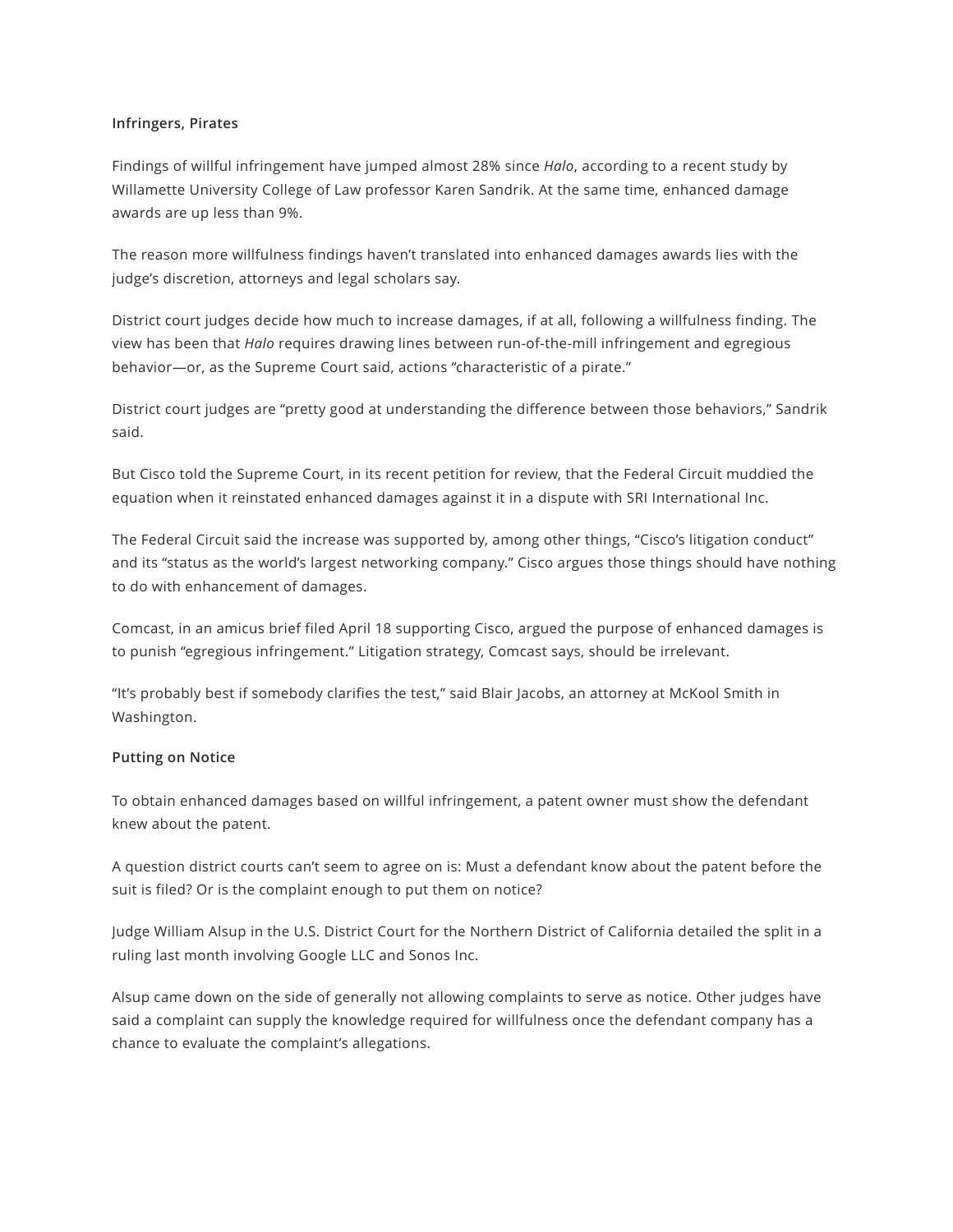**Infringers, Pirates**

Findings of willful infringement have jumped almost 28% since *Halo*, according to a recent study by Willamette University College of Law professor Karen Sandrik. At the same time, enhanced damage awards are up less than 9%.

The reason more willfulness findings haven't translated into enhanced damages awards lies with the judge's discretion, attorneys and legal scholars say.

District court judges decide how much to increase damages, if at all, following a willfulness finding. The view has been that *Halo* requires drawing lines between run-of-the-mill infringement and egregious behavior—or, as the Supreme Court said, actions "characteristic of a pirate."

District court judges are "pretty good at understanding the difference between those behaviors," Sandrik said.

But Cisco told the Supreme Court, in its recent petition for review, that the Federal Circuit muddied the equation when it reinstated enhanced damages against it in a dispute with SRI International Inc.

The Federal Circuit said the increase was supported by, among other things, "Cisco's litigation conduct" and its "status as the world's largest networking company." Cisco argues those things should have nothing to do with enhancement of damages.

Comcast, in an amicus brief filed April 18 supporting Cisco, argued the purpose of enhanced damages is to punish "egregious infringement." Litigation strategy, Comcast says, should be irrelevant.

"It's probably best if somebody clarifies the test," said Blair Jacobs, an attorney at McKool Smith in Washington.

**Putting on Notice**

To obtain enhanced damages based on willful infringement, a patent owner must show the defendant knew about the patent.

A question district courts can't seem to agree on is: Must a defendant know about the patent before the suit is filed? Or is the complaint enough to put them on notice?

Judge William Alsup in the U.S. District Court for the Northern District of California detailed the split in a ruling last month involving Google LLC and Sonos Inc.

Alsup came down on the side of generally not allowing complaints to serve as notice. Other judges have said a complaint can supply the knowledge required for willfulness once the defendant company has a chance to evaluate the complaint's allegations.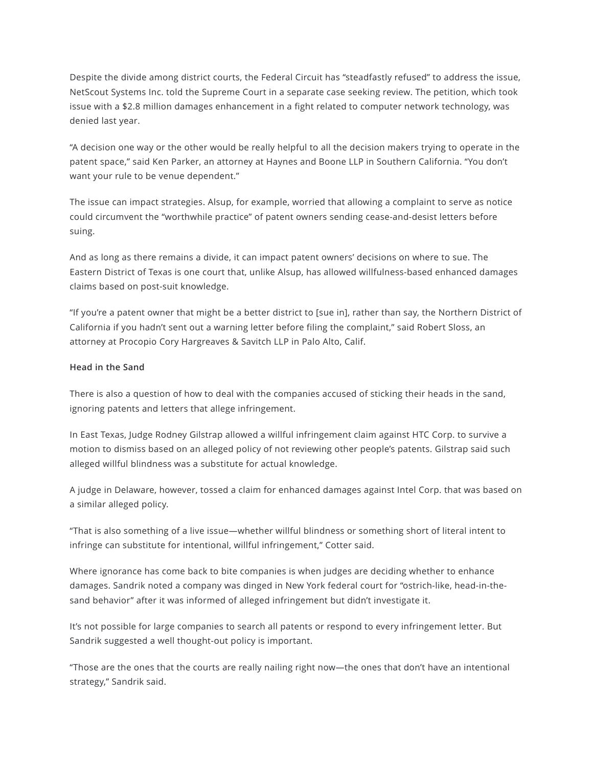Despite the divide among district courts, the Federal Circuit has "steadfastly refused" to address the issue, NetScout Systems Inc. told the Supreme Court in a separate case seeking review. The petition, which took issue with a $2.8 million damages enhancement in a fight related to computer network technology, was denied last year.

"A decision one way or the other would be really helpful to all the decision makers trying to operate in the patent space," said Ken Parker, an attorney at Haynes and Boone LLP in Southern California. "You don't want your rule to be venue dependent."

The issue can impact strategies. Alsup, for example, worried that allowing a complaint to serve as notice could circumvent the "worthwhile practice" of patent owners sending cease-and-desist letters before suing.

And as long as there remains a divide, it can impact patent owners' decisions on where to sue. The Eastern District of Texas is one court that, unlike Alsup, has allowed willfulness-based enhanced damages claims based on post-suit knowledge.

"If you're a patent owner that might be a better district to [sue in], rather than say, the Northern District of California if you hadn't sent out a warning letter before filing the complaint," said Robert Sloss, an attorney at Procopio Cory Hargreaves & Savitch LLP in Palo Alto, Calif.

**Head in the Sand**

There is also a question of how to deal with the companies accused of sticking their heads in the sand, ignoring patents and letters that allege infringement.

In East Texas, Judge Rodney Gilstrap allowed a willful infringement claim against HTC Corp. to survive a motion to dismiss based on an alleged policy of not reviewing other people's patents. Gilstrap said such alleged willful blindness was a substitute for actual knowledge.

A judge in Delaware, however, tossed a claim for enhanced damages against Intel Corp. that was based on a similar alleged policy.

"That is also something of a live issue—whether willful blindness or something short of literal intent to infringe can substitute for intentional, willful infringement," Cotter said.

Where ignorance has come back to bite companies is when judges are deciding whether to enhance damages. Sandrik noted a company was dinged in New York federal court for "ostrich-like, head-in-the-sand behavior" after it was informed of alleged infringement but didn't investigate it.

It's not possible for large companies to search all patents or respond to every infringement letter. But Sandrik suggested a well thought-out policy is important.

"Those are the ones that the courts are really nailing right now—the ones that don't have an intentional strategy," Sandrik said.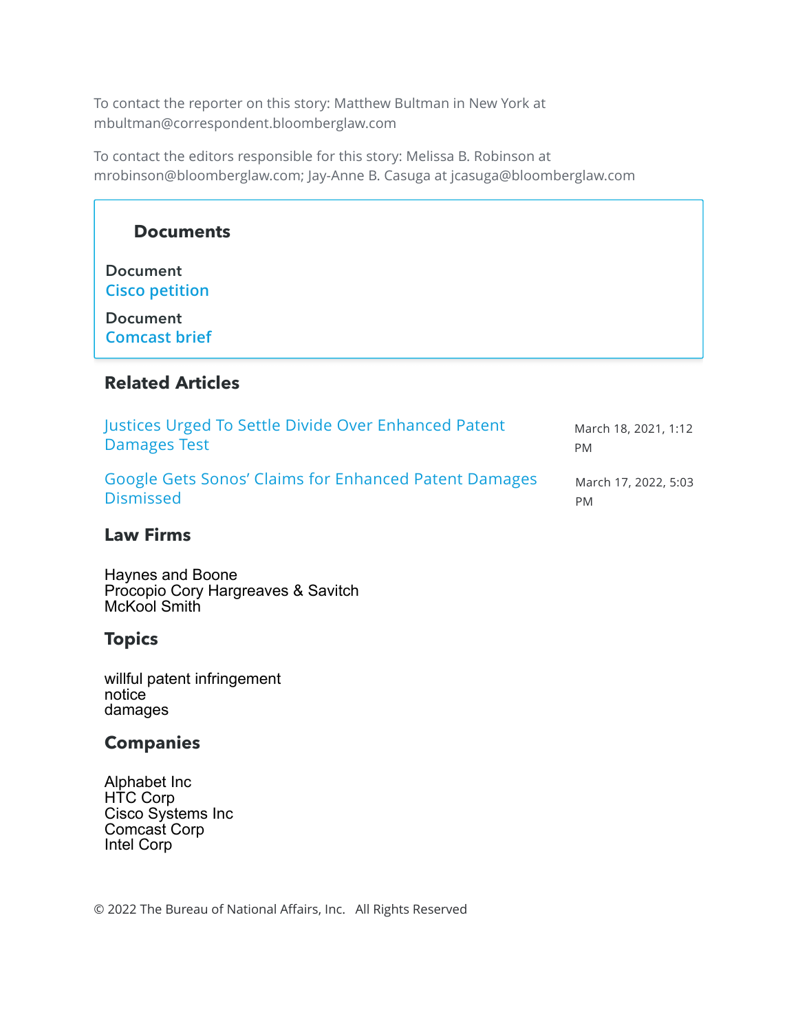To contact the reporter on this story: Matthew Bultman in New York at mbultman@correspondent.bloomberglaw.com

To contact the editors responsible for this story: Melissa B. Robinson at mrobinson@bloomberglaw.com; Jay-Anne B. Casuga at jcasuga@bloomberglaw.com

## Documents

Document
Cisco petition

Document
Comcast brief

## Related Articles

| | |
|---|---|
| Justices Urged To Settle Divide Over Enhanced Patent Damages Test | March 18, 2021, 1:12 PM |
| Google Gets Sonos' Claims for Enhanced Patent Damages Dismissed | March 17, 2022, 5:03 PM |

## Law Firms

Haynes and Boone
Procopio Cory Hargreaves & Savitch
McKool Smith

## Topics

willful patent infringement
notice
damages

## Companies

Alphabet Inc
HTC Corp
Cisco Systems Inc
Comcast Corp
Intel Corp

© 2022 The Bureau of National Affairs, Inc. All Rights Reserved